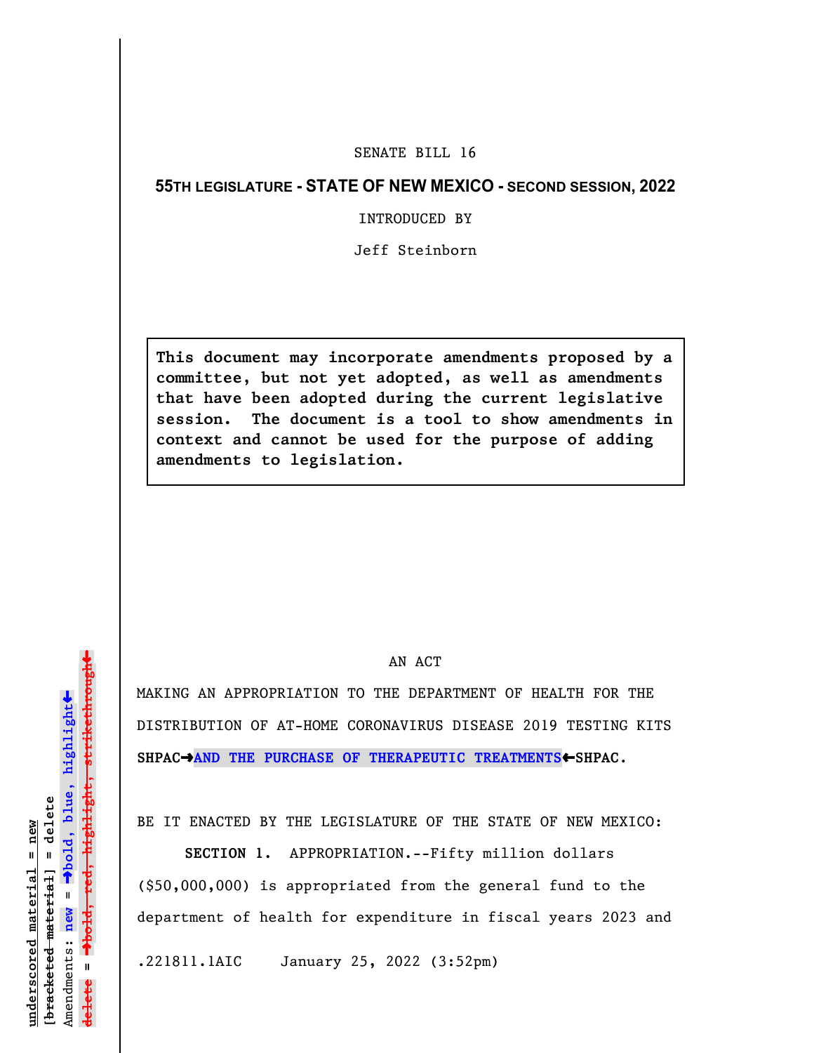SENATE BILL 16

**55TH LEGISLATURE - STATE OF NEW MEXICO - SECOND SESSION, 2022**

INTRODUCED BY

Jeff Steinborn

**This document may incorporate amendments proposed by a committee, but not yet adopted, as well as amendments that have been adopted during the current legislative session. The document is a tool to show amendments in context and cannot be used for the purpose of adding amendments to legislation.**

AN ACT

MAKING AN APPROPRIATION TO THE DEPARTMENT OF HEALTH FOR THE DISTRIBUTION OF AT-HOME CORONAVIRUS DISEASE 2019 TESTING KITS **SHPAC➡AND THE PURCHASE OF THERAPEUTIC TREATMENTS⬅SHPAC**.

BE IT ENACTED BY THE LEGISLATURE OF THE STATE OF NEW MEXICO:

**SECTION 1.** APPROPRIATION.--Fifty million dollars ($50,000,000) is appropriated from the general fund to the department of health for expenditure in fiscal years 2023 and

.221811.1AIC January 25, 2022 (3:52pm)

underscored material = new
[bracketed material] = delete
Amendments: new = ➡bold, blue, highlight⬅
delete = ➡bold, red, highlight, strikethrough⬅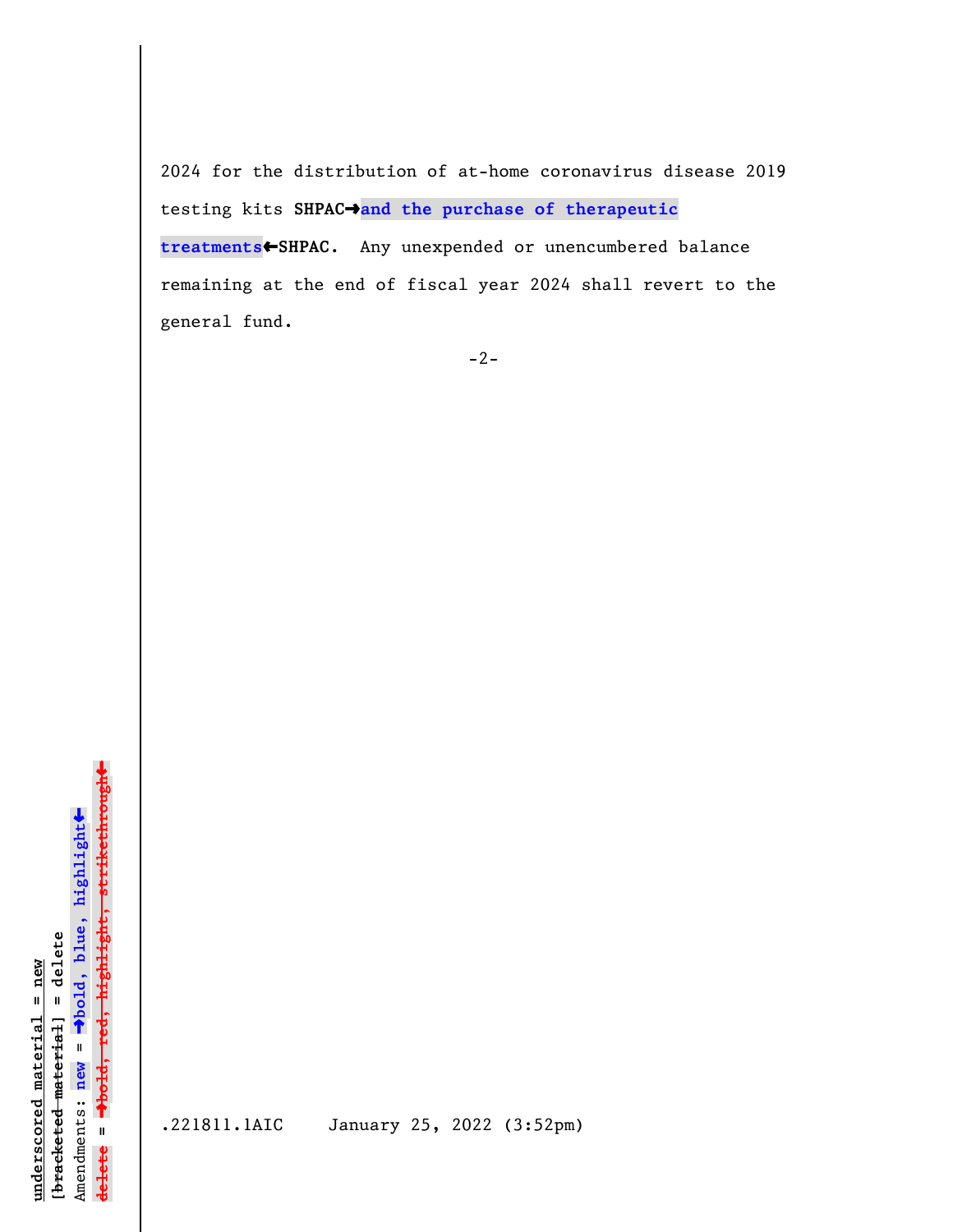2024 for the distribution of at-home coronavirus disease 2019 testing kits **SHPAC➔and the purchase of therapeutic treatments⬅SHPAC**. Any unexpended or unencumbered balance remaining at the end of fiscal year 2024 shall revert to the general fund.

.221811.1AIC January 25, 2022 (3:52pm)

underscored material = new
[bracketed material] = delete
Amendments: new = ➔bold, blue, highlight⬅
delete = ➔bold, red, highlight, strikethrough⬅